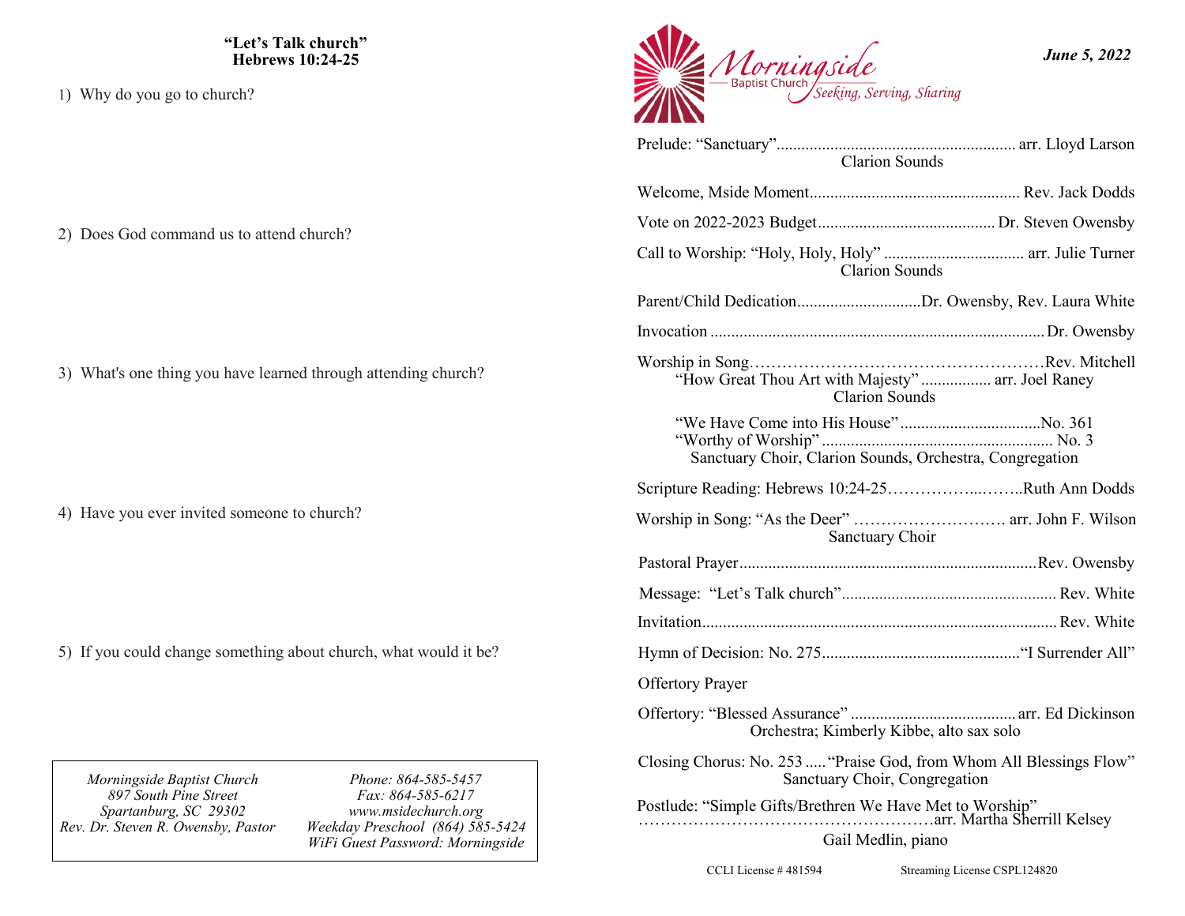## "Let's Talk church"
### Hebrews 10:24-25

1) Why do you go to church?

2) Does God command us to attend church?

3) What's one thing you have learned through attending church?

4) Have you ever invited someone to church?

5) If you could change something about church, what would it be?

*Morningside Baptist Church*
*897 South Pine Street*
*Spartanburg, SC 29302*
*Rev. Dr. Steven R. Owensby, Pastor*

*Phone: 864-585-5457*
*Fax: 864-585-6217*
*www.msidechurch.org*
*Weekday Preschool (864) 585-5424*
*WiFi Guest Password: Morningside*

# Morningside
Baptist Church
*Seeking, Serving, Sharing*

***June 5, 2022***

Prelude: "Sanctuary"........................................................ arr. Lloyd Larson
Clarion Sounds

Welcome, Mside Moment.................................................. Rev. Jack Dodds

Vote on 2022-2023 Budget........................................... Dr. Steven Owensby

Call to Worship: "Holy, Holy, Holy" .................................. arr. Julie Turner
Clarion Sounds

Parent/Child Dedication..............................Dr. Owensby, Rev. Laura White

Invocation ................................................................................ Dr. Owensby

Worship in Song………………………………………………Rev. Mitchell
"How Great Thou Art with Majesty" ................. arr. Joel Raney
Clarion Sounds

"We Have Come into His House"..................................No. 361
"Worthy of Worship" ....................................................... No. 3
Sanctuary Choir, Clarion Sounds, Orchestra, Congregation

Scripture Reading: Hebrews 10:24-25……………...……..Ruth Ann Dodds

Worship in Song: "As the Deer" ………………………. arr. John F. Wilson
Sanctuary Choir

Pastoral Prayer.......................................................................Rev. Owensby

Message: "Let's Talk church".................................................... Rev. White

Invitation..................................................................................... Rev. White

Hymn of Decision: No. 275................................................"I Surrender All"

Offertory Prayer

Offertory: "Blessed Assurance" ........................................ arr. Ed Dickinson
Orchestra; Kimberly Kibbe, alto sax solo

Closing Chorus: No. 253 ....."Praise God, from Whom All Blessings Flow"
Sanctuary Choir, Congregation

Postlude: "Simple Gifts/Brethren We Have Met to Worship"
……………………………………………arr. Martha Sherrill Kelsey
Gail Medlin, piano

CCLI License # 481594 Streaming License CSPL124820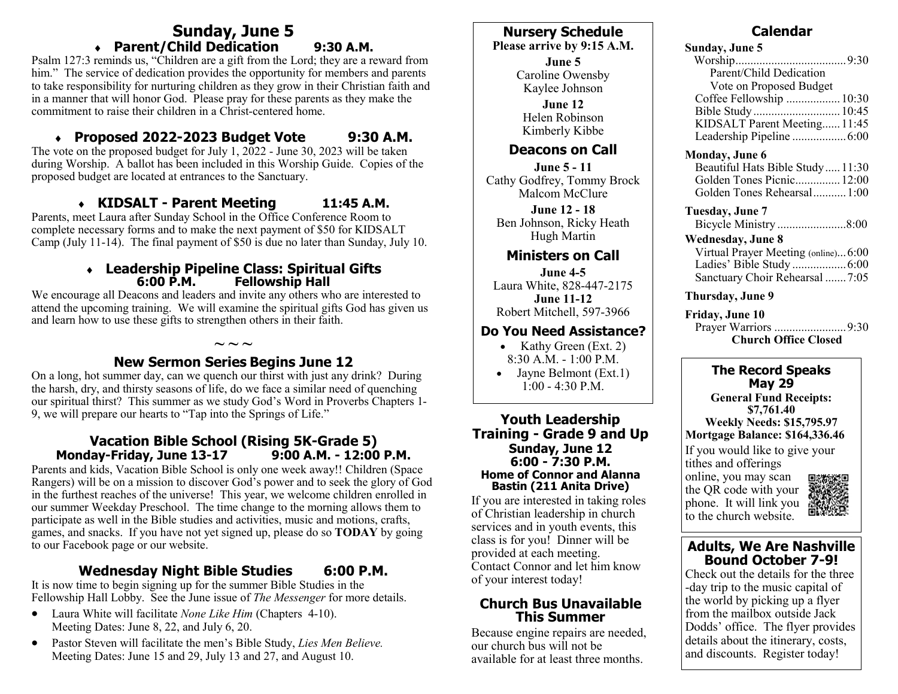# Sunday, June 5

## ♦ Parent/Child Dedication 9:30 A.M.

Psalm 127:3 reminds us, "Children are a gift from the Lord; they are a reward from him." The service of dedication provides the opportunity for members and parents to take responsibility for nurturing children as they grow in their Christian faith and in a manner that will honor God. Please pray for these parents as they make the commitment to raise their children in a Christ-centered home.

## ♦ Proposed 2022-2023 Budget Vote 9:30 A.M.

The vote on the proposed budget for July 1, 2022 - June 30, 2023 will be taken during Worship. A ballot has been included in this Worship Guide. Copies of the proposed budget are located at entrances to the Sanctuary.

## ♦ KIDSALT - Parent Meeting 11:45 A.M.

Parents, meet Laura after Sunday School in the Office Conference Room to complete necessary forms and to make the next payment of $50 for KIDSALT Camp (July 11-14). The final payment of $50 is due no later than Sunday, July 10.

## ♦ Leadership Pipeline Class: Spiritual Gifts 6:00 P.M. Fellowship Hall

We encourage all Deacons and leaders and invite any others who are interested to attend the upcoming training. We will examine the spiritual gifts God has given us and learn how to use these gifts to strengthen others in their faith.

~ ~ ~

## New Sermon Series Begins June 12

On a long, hot summer day, can we quench our thirst with just any drink? During the harsh, dry, and thirsty seasons of life, do we face a similar need of quenching our spiritual thirst? This summer as we study God's Word in Proverbs Chapters 1-9, we will prepare our hearts to "Tap into the Springs of Life."

## Vacation Bible School (Rising 5K-Grade 5)
### Monday-Friday, June 13-17 9:00 A.M. - 12:00 P.M.

Parents and kids, Vacation Bible School is only one week away!! Children (Space Rangers) will be on a mission to discover God's power and to seek the glory of God in the furthest reaches of the universe! This year, we welcome children enrolled in our summer Weekday Preschool. The time change to the morning allows them to participate as well in the Bible studies and activities, music and motions, crafts, games, and snacks. If you have not yet signed up, please do so **TODAY** by going to our Facebook page or our website.

## Wednesday Night Bible Studies 6:00 P.M.

It is now time to begin signing up for the summer Bible Studies in the Fellowship Hall Lobby. See the June issue of *The Messenger* for more details.

- Laura White will facilitate *None Like Him* (Chapters 4-10). Meeting Dates: June 8, 22, and July 6, 20.
- Pastor Steven will facilitate the men's Bible Study, *Lies Men Believe.* Meeting Dates: June 15 and 29, July 13 and 27, and August 10.

## Nursery Schedule

**Please arrive by 9:15 A.M.**

**June 5**
Caroline Owensby
Kaylee Johnson

**June 12**
Helen Robinson
Kimberly Kibbe

## Deacons on Call

**June 5 - 11**
Cathy Godfrey, Tommy Brock
Malcom McClure

**June 12 - 18**
Ben Johnson, Ricky Heath
Hugh Martin

## Ministers on Call

**June 4-5**
Laura White, 828-447-2175

**June 11-12**
Robert Mitchell, 597-3966

## Do You Need Assistance?

- Kathy Green (Ext. 2) 8:30 A.M. - 1:00 P.M.
- Jayne Belmont (Ext.1) 1:00 - 4:30 P.M.

## Youth Leadership Training - Grade 9 and Up

**Sunday, June 12**
**6:00 - 7:30 P.M.**
**Home of Connor and Alanna Bastin (211 Anita Drive)**

If you are interested in taking roles of Christian leadership in church services and in youth events, this class is for you! Dinner will be provided at each meeting. Contact Connor and let him know of your interest today!

## Church Bus Unavailable This Summer

Because engine repairs are needed, our church bus will not be available for at least three months.

## Calendar

**Sunday, June 5**
Worship .......... 9:30
Parent/Child Dedication
Vote on Proposed Budget
Coffee Fellowship .......... 10:30
Bible Study .......... 10:45
KIDSALT Parent Meeting .......... 11:45
Leadership Pipeline .......... 6:00

**Monday, June 6**
Beautiful Hats Bible Study .......... 11:30
Golden Tones Picnic .......... 12:00
Golden Tones Rehearsal .......... 1:00

**Tuesday, June 7**
Bicycle Ministry .......... 8:00

**Wednesday, June 8**
Virtual Prayer Meeting (online) .......... 6:00
Ladies' Bible Study .......... 6:00
Sanctuary Choir Rehearsal .......... 7:05

**Thursday, June 9**

**Friday, June 10**
Prayer Warriors .......... 9:30
**Church Office Closed**

## The Record Speaks May 29

**General Fund Receipts: $7,761.40**
**Weekly Needs: $15,795.97**
**Mortgage Balance: $164,336.46**

If you would like to give your tithes and offerings online, you may scan the QR code with your phone. It will link you to the church website.

## Adults, We Are Nashville Bound October 7-9!

Check out the details for the three-day trip to the music capital of the world by picking up a flyer from the mailbox outside Jack Dodds' office. The flyer provides details about the itinerary, costs, and discounts. Register today!